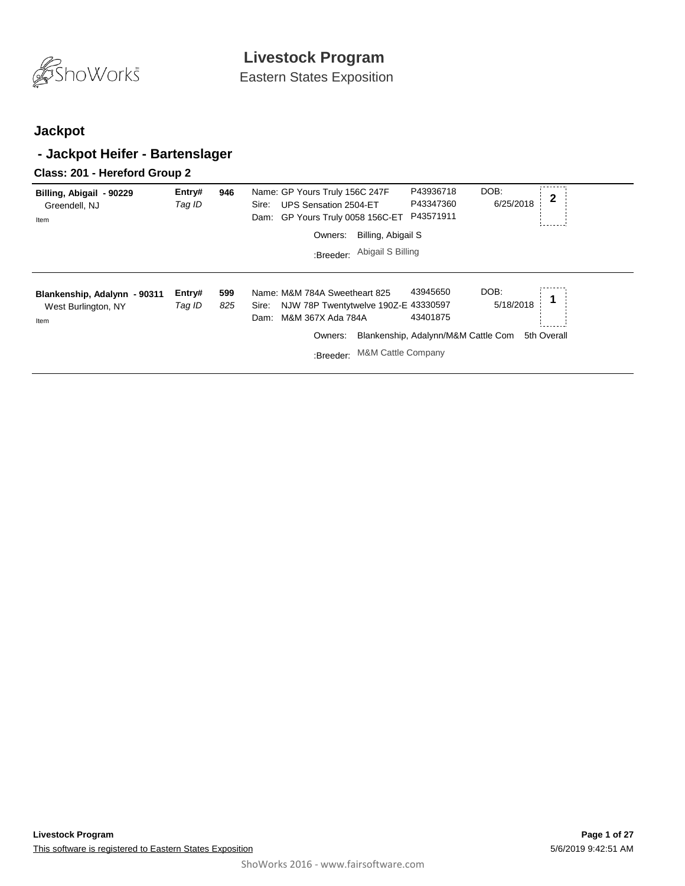# Livestock Program

Eastern States Exposition

## Jackpot

### - Jackpot Heifer - Bartenslager

#### Class: 201 - Hereford Group 2

**Billing, Abigail - 90229**
Greendell, NJ
Item

**Entry#** 946
*Tag ID*

Name: GP Yours Truly 156C 247F — P43936718
Sire: UPS Sensation 2504-ET — P43347360
Dam: GP Yours Truly 0058 156C-ET — P43571911

DOB: 6/25/2018

Placing: **2**

Owners: Billing, Abigail S
:Breeder: Abigail S Billing

---

**Blankenship, Adalynn - 90311**
West Burlington, NY
Item

**Entry#** 599
*Tag ID* *825*

Name: M&M 784A Sweetheart 825 — 43945650
Sire: NJW 78P Twentytwelve 190Z-E — 43330597
Dam: M&M 367X Ada 784A — 43401875

DOB: 5/18/2018

Placing: **1**

Owners: Blankenship, Adalynn/M&M Cattle Com — 5th Overall
:Breeder: M&M Cattle Company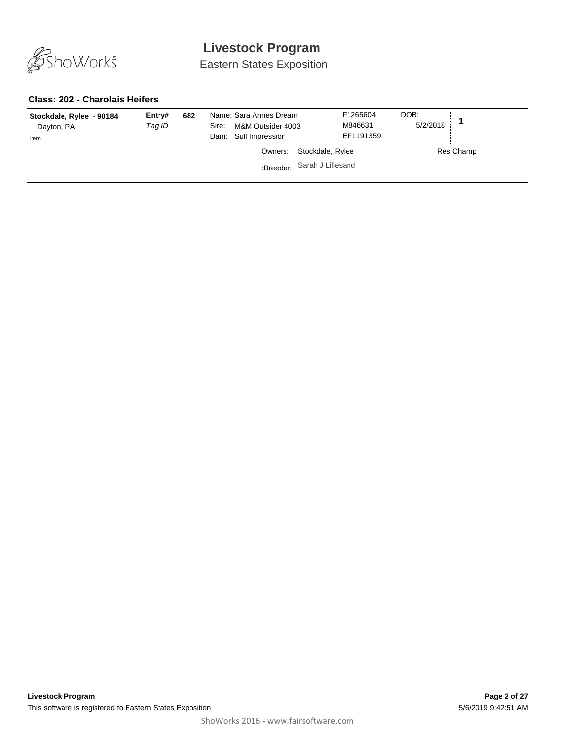# Livestock Program

Eastern States Exposition

### Class: 202 - Charolais Heifers

| | | | | | | |
|---|---|---|---|---|---|---|
| **Stockdale, Rylee - 90184**<br>Dayton, PA<br>Item | **Entry#**<br>*Tag ID* | **682** | Name: Sara Annes Dream<br>Sire: M&M Outsider 4003<br>Dam: Sull Impression | F1265604<br>M846631<br>EF1191359 | DOB:<br>5/2/2018 | **1** |
| | | | Owners: Stockdale, Rylee | | | Res Champ |
| | | | :Breeder: Sarah J Lillesand | | | |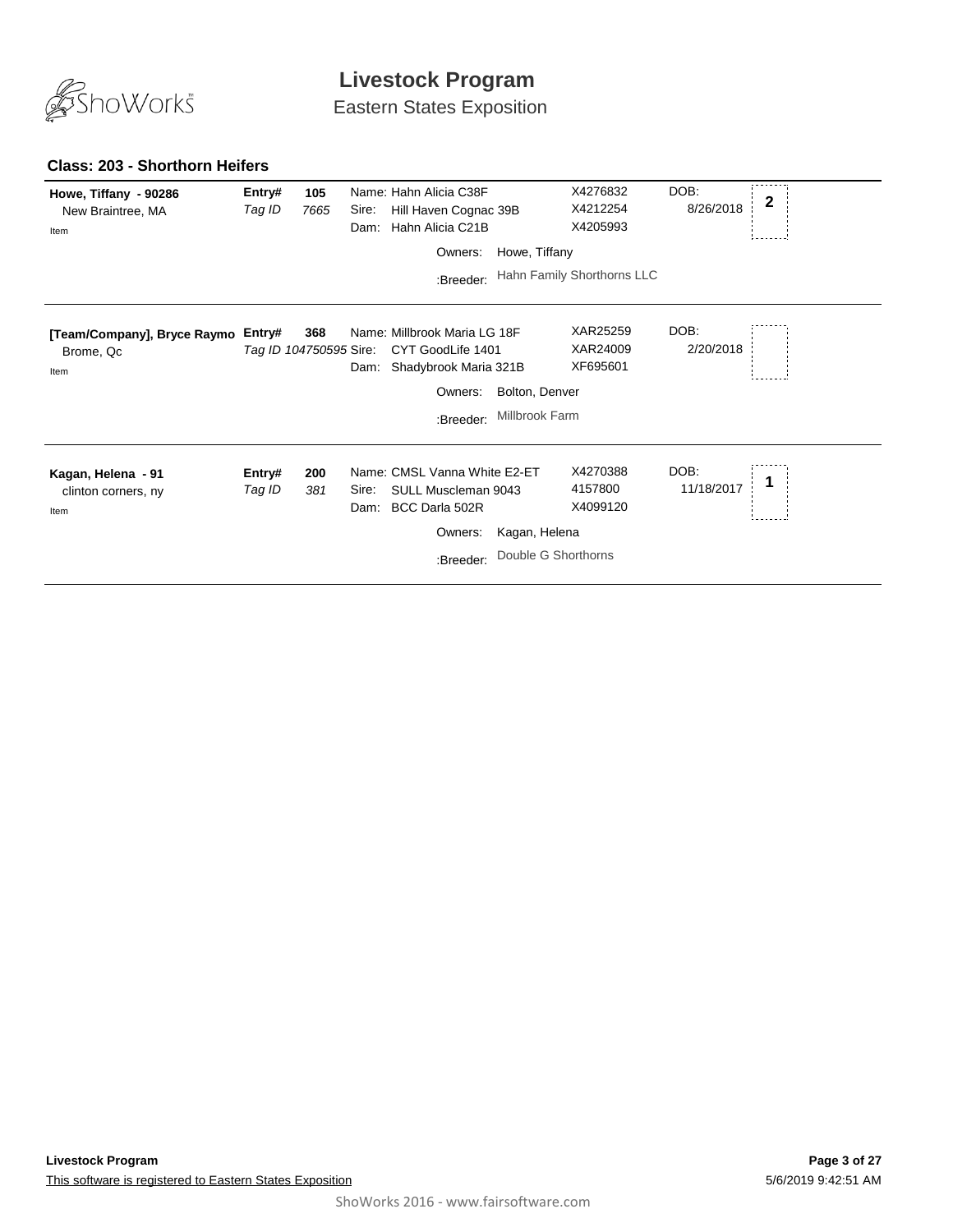# Livestock Program

Eastern States Exposition

### Class: 203 - Shorthorn Heifers

| Exhibitor | Entry# / Tag ID | Animal | Reg. # | DOB | Place |
|---|---|---|---|---|---|
| **Howe, Tiffany - 90286**<br>New Braintree, MA<br>Item | **Entry# 105**<br>*Tag ID 7665* | Name: Hahn Alicia C38F<br>Sire: Hill Haven Cognac 39B<br>Dam: Hahn Alicia C21B<br>Owners: Howe, Tiffany<br>:Breeder: Hahn Family Shorthorns LLC | X4276832<br>X4212254<br>X4205993 | DOB: 8/26/2018 | 2 |
| **[Team/Company], Bryce Raymo**<br>Brome, Qc<br>Item | **Entry# 368**<br>*Tag ID 104750595* | Name: Millbrook Maria LG 18F<br>Sire: CYT GoodLife 1401<br>Dam: Shadybrook Maria 321B<br>Owners: Bolton, Denver<br>:Breeder: Millbrook Farm | XAR25259<br>XAR24009<br>XF695601 | DOB: 2/20/2018 | |
| **Kagan, Helena - 91**<br>clinton corners, ny<br>Item | **Entry# 200**<br>*Tag ID 381* | Name: CMSL Vanna White E2-ET<br>Sire: SULL Muscleman 9043<br>Dam: BCC Darla 502R<br>Owners: Kagan, Helena<br>:Breeder: Double G Shorthorns | X4270388<br>4157800<br>X4099120 | DOB: 11/18/2017 | 1 |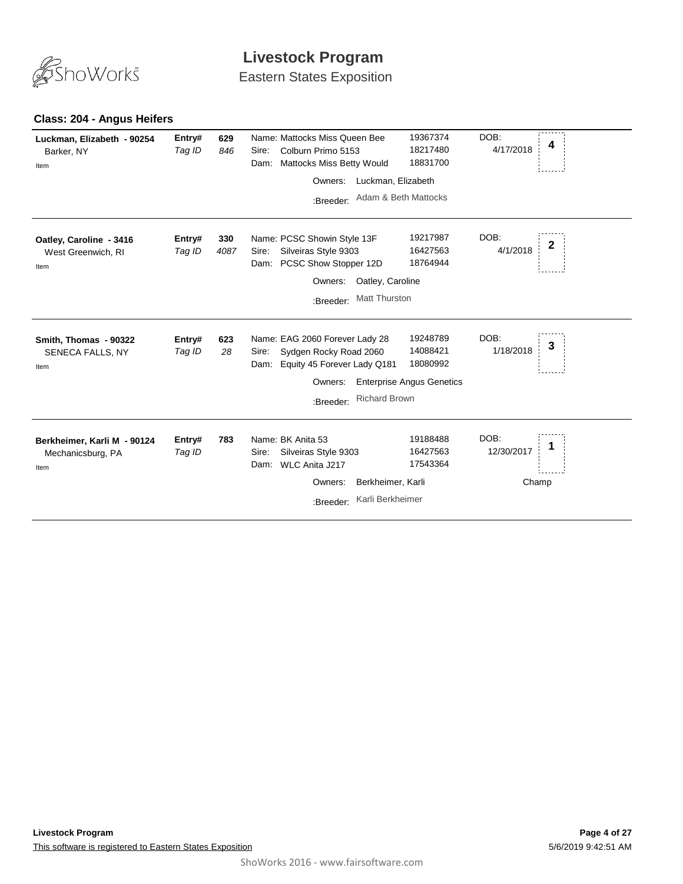# Livestock Program

Eastern States Exposition

## Class: 204 - Angus Heifers

| Exhibitor | Entry# / Tag ID | Animal | Reg. # | DOB | Place |
|---|---|---|---|---|---|
| **Luckman, Elizabeth - 90254**<br>Barker, NY<br>Item | **Entry#** 629<br>*Tag ID* *846* | Name: Mattocks Miss Queen Bee<br>Sire: Colburn Primo 5153<br>Dam: Mattocks Miss Betty Would<br>Owners: Luckman, Elizabeth<br>:Breeder: Adam & Beth Mattocks | 19367374<br>18217480<br>18831700 | 4/17/2018 | 4 |
| **Oatley, Caroline - 3416**<br>West Greenwich, RI<br>Item | **Entry#** 330<br>*Tag ID* *4087* | Name: PCSC Showin Style 13F<br>Sire: Silveiras Style 9303<br>Dam: PCSC Show Stopper 12D<br>Owners: Oatley, Caroline<br>:Breeder: Matt Thurston | 19217987<br>16427563<br>18764944 | 4/1/2018 | 2 |
| **Smith, Thomas - 90322**<br>SENECA FALLS, NY<br>Item | **Entry#** 623<br>*Tag ID* *28* | Name: EAG 2060 Forever Lady 28<br>Sire: Sydgen Rocky Road 2060<br>Dam: Equity 45 Forever Lady Q181<br>Owners: Enterprise Angus Genetics<br>:Breeder: Richard Brown | 19248789<br>14088421<br>18080992 | 1/18/2018 | 3 |
| **Berkheimer, Karli M - 90124**<br>Mechanicsburg, PA<br>Item | **Entry#** 783<br>*Tag ID* | Name: BK Anita 53<br>Sire: Silveiras Style 9303<br>Dam: WLC Anita J217<br>Owners: Berkheimer, Karli<br>:Breeder: Karli Berkheimer | 19188488<br>16427563<br>17543364 | 12/30/2017 | 1<br>Champ |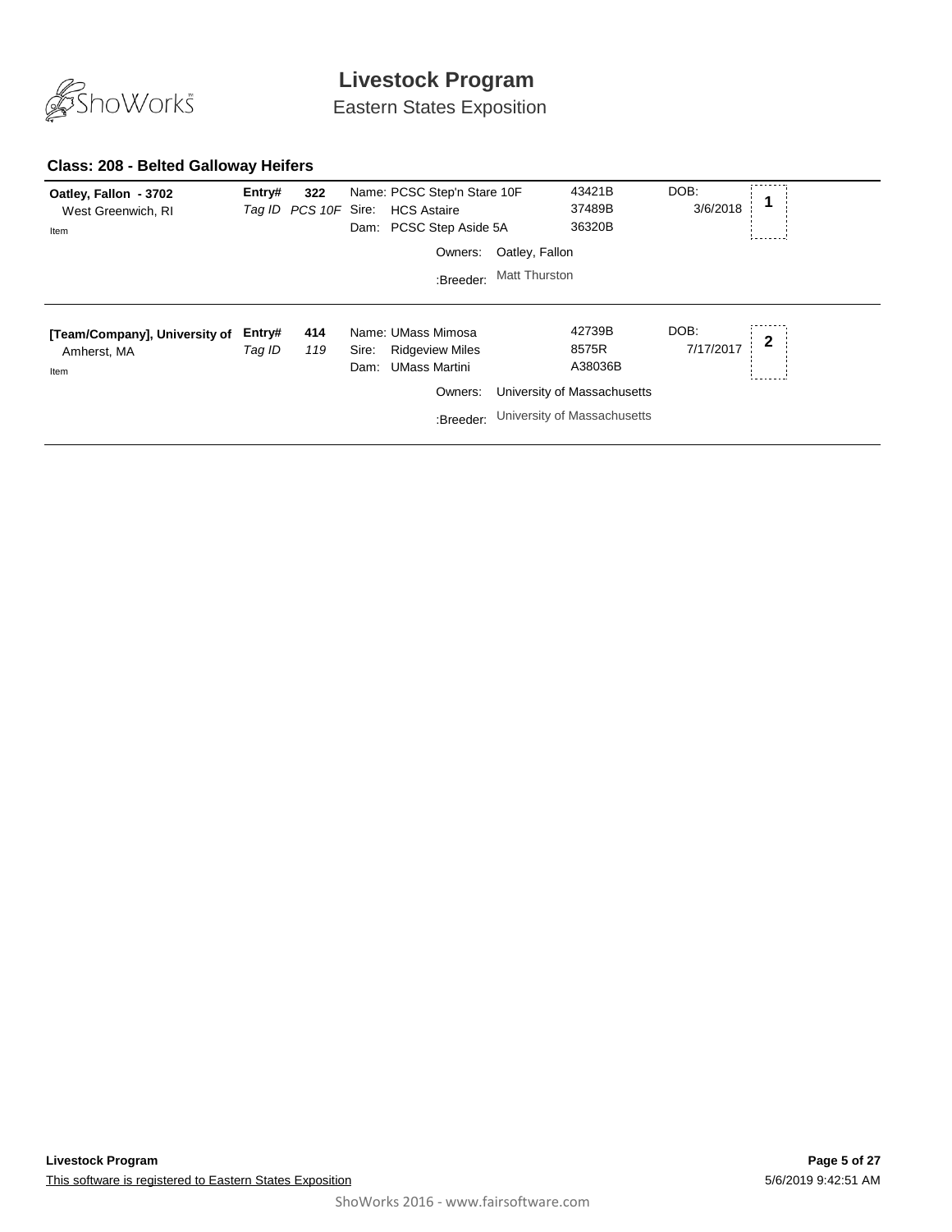## Class: 208 - Belted Galloway Heifers

| Exhibitor | Entry# / Tag ID | Animal | Reg # | DOB | Place |
|---|---|---|---|---|---|
| **Oatley, Fallon - 3702**<br>West Greenwich, RI<br>Item | **Entry# 322**<br>*Tag ID PCS 10F* | Name: PCSC Step'n Stare 10F<br>Sire: HCS Astaire<br>Dam: PCSC Step Aside 5A<br>Owners: Oatley, Fallon<br>:Breeder: Matt Thurston | 43421B<br>37489B<br>36320B | DOB: 3/6/2018 | 1 |
| **[Team/Company], University of**<br>Amherst, MA<br>Item | **Entry# 414**<br>*Tag ID 119* | Name: UMass Mimosa<br>Sire: Ridgeview Miles<br>Dam: UMass Martini<br>Owners: University of Massachusetts<br>:Breeder: University of Massachusetts | 42739B<br>8575R<br>A38036B | DOB: 7/17/2017 | 2 |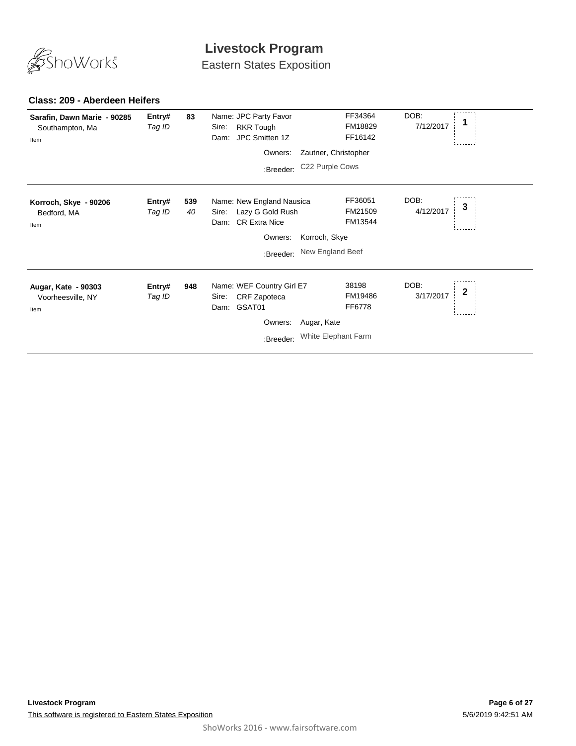# Livestock Program

Eastern States Exposition

## Class: 209 - Aberdeen Heifers

| Exhibitor | Entry# / Tag ID | | Animal | Registration | DOB | Place |
|---|---|---|---|---|---|---|
| **Sarafin, Dawn Marie - 90285**<br>Southampton, Ma<br>Item | **Entry#**<br>*Tag ID* | **83** | Name: JPC Party Favor<br>Sire: RKR Tough<br>Dam: JPC Smitten 1Z<br>Owners: Zautner, Christopher<br>:Breeder: C22 Purple Cows | FF34364<br>FM18829<br>FF16142 | DOB:<br>7/12/2017 | **1** |
| **Korroch, Skye - 90206**<br>Bedford, MA<br>Item | **Entry#**<br>*Tag ID* | **539**<br>*40* | Name: New England Nausica<br>Sire: Lazy G Gold Rush<br>Dam: CR Extra Nice<br>Owners: Korroch, Skye<br>:Breeder: New England Beef | FF36051<br>FM21509<br>FM13544 | DOB:<br>4/12/2017 | **3** |
| **Augar, Kate - 90303**<br>Voorheesville, NY<br>Item | **Entry#**<br>*Tag ID* | **948** | Name: WEF Country Girl E7<br>Sire: CRF Zapoteca<br>Dam: GSAT01<br>Owners: Augar, Kate<br>:Breeder: White Elephant Farm | 38198<br>FM19486<br>FF6778 | DOB:<br>3/17/2017 | **2** |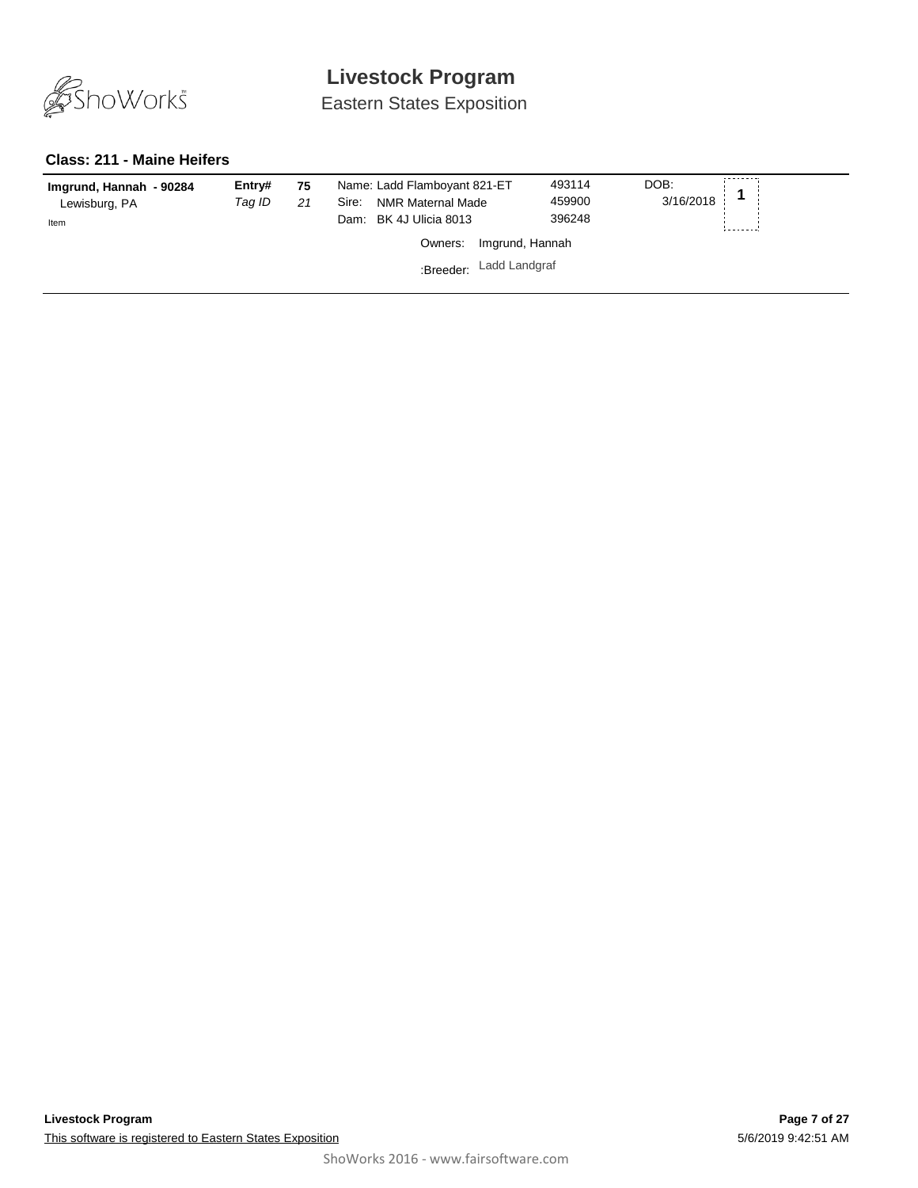# Livestock Program

Eastern States Exposition

### Class: 211 - Maine Heifers

| | | | | | | |
|---|---|---|---|---|---|---|
| **Imgrund, Hannah - 90284** | **Entry#** | **75** | Name: Ladd Flamboyant 821-ET | 493114 | DOB: | **1** |
| Lewisburg, PA | *Tag ID* | *21* | Sire: NMR Maternal Made | 459900 | 3/16/2018 | |
| Item | | | Dam: BK 4J Ulicia 8013 | 396248 | | |
| | | | Owners: Imgrund, Hannah | | | |
| | | | :Breeder: Ladd Landgraf | | | |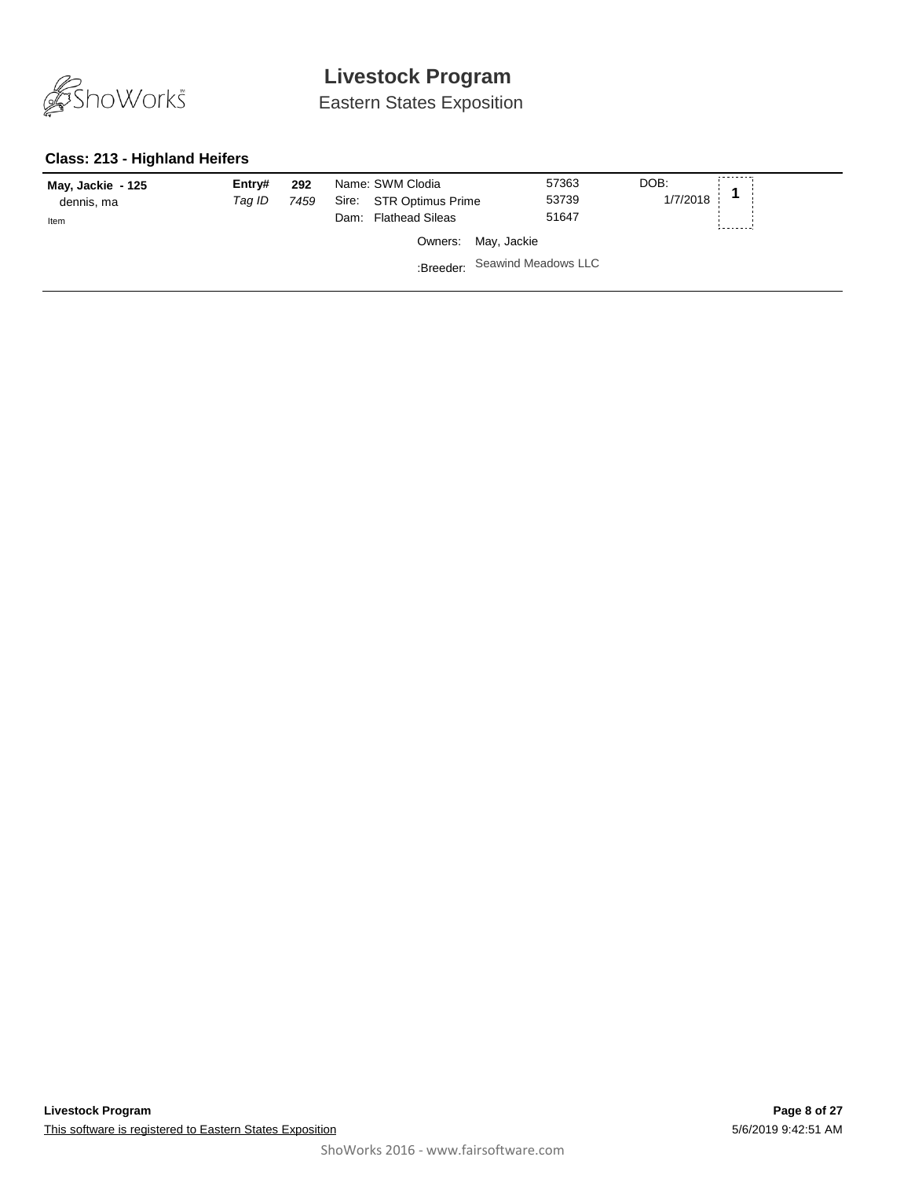# Livestock Program

Eastern States Exposition

### Class: 213 - Highland Heifers

| Exhibitor | | | Animal | Reg# | DOB | Place |
|---|---|---|---|---|---|---|
| **May, Jackie - 125** | **Entry#** | **292** | Name: SWM Clodia | 57363 | DOB: | **1** |
| dennis, ma | *Tag ID* | *7459* | Sire: STR Optimus Prime | 53739 | 1/7/2018 | |
| Item | | | Dam: Flathead Sileas | 51647 | | |
| | | | Owners: May, Jackie | | | |
| | | | :Breeder: Seawind Meadows LLC | | | |

**Livestock Program**

This software is registered to Eastern States Exposition

5/6/2019 9:42:51 AM

ShoWorks 2016 - www.fairsoftware.com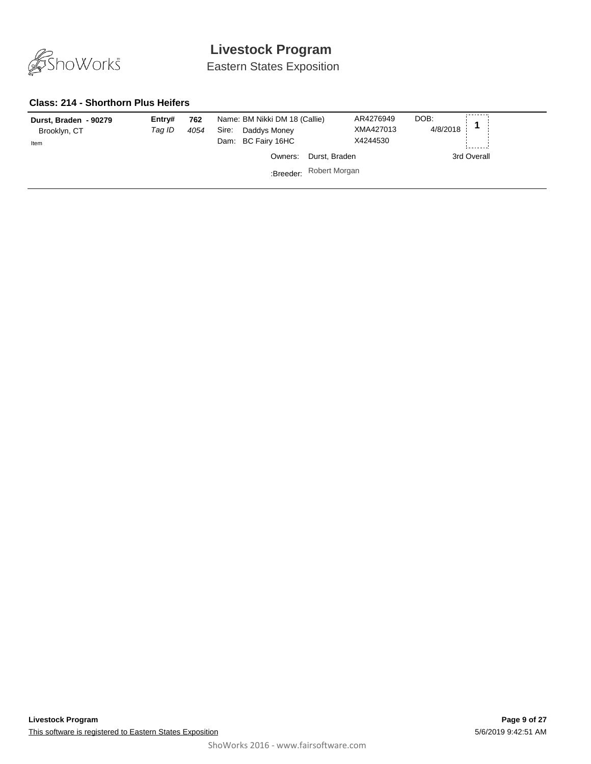# Livestock Program

Eastern States Exposition

### Class: 214 - Shorthorn Plus Heifers

| Exhibitor | | | Animal | Registration | DOB | Place |
|---|---|---|---|---|---|---|
| **Durst, Braden - 90279**<br>Brooklyn, CT<br>Item | **Entry#**<br>*Tag ID* | **762**<br>*4054* | Name: BM Nikki DM 18 (Callie)<br>Sire: Daddys Money<br>Dam: BC Fairy 16HC<br>Owners: Durst, Braden<br>:Breeder: Robert Morgan | AR4276949<br>XMA427013<br>X4244530 | DOB:<br>4/8/2018 | **1**<br>3rd Overall |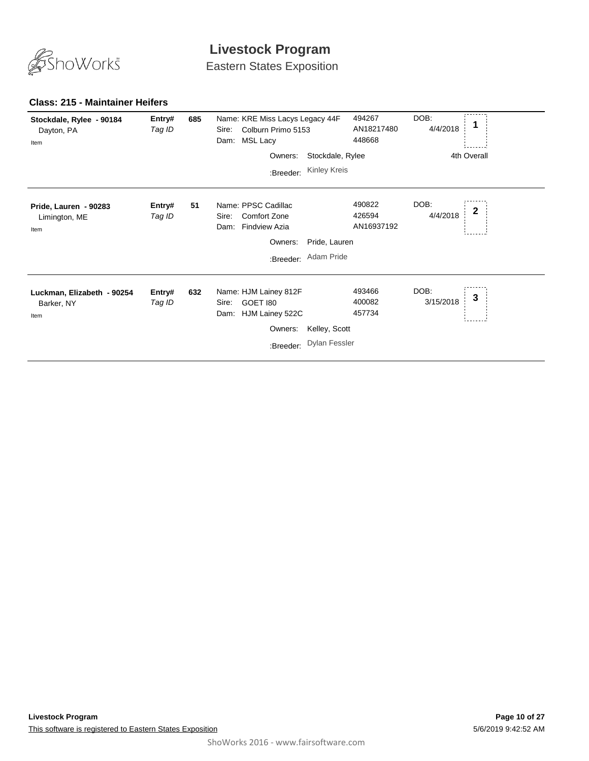# Livestock Program

Eastern States Exposition

## Class: 215 - Maintainer Heifers

| Exhibitor | Entry# / Tag ID | Entry | Animal | Registration | DOB | Place |
|---|---|---|---|---|---|---|
| **Stockdale, Rylee - 90184**<br>Dayton, PA<br>Item | **Entry#**<br>*Tag ID* | **685** | Name: KRE Miss Lacys Legacy 44F<br>Sire: Colburn Primo 5153<br>Dam: MSL Lacy<br>Owners: Stockdale, Rylee<br>:Breeder: Kinley Kreis | 494267<br>AN18217480<br>448668 | DOB:<br>4/4/2018 | **1**<br>4th Overall |
| **Pride, Lauren - 90283**<br>Limington, ME<br>Item | **Entry#**<br>*Tag ID* | **51** | Name: PPSC Cadillac<br>Sire: Comfort Zone<br>Dam: Findview Azia<br>Owners: Pride, Lauren<br>:Breeder: Adam Pride | 490822<br>426594<br>AN16937192 | DOB:<br>4/4/2018 | **2** |
| **Luckman, Elizabeth - 90254**<br>Barker, NY<br>Item | **Entry#**<br>*Tag ID* | **632** | Name: HJM Lainey 812F<br>Sire: GOET I80<br>Dam: HJM Lainey 522C<br>Owners: Kelley, Scott<br>:Breeder: Dylan Fessler | 493466<br>400082<br>457734 | DOB:<br>3/15/2018 | **3** |

**Livestock Program**

This software is registered to Eastern States Exposition

5/6/2019 9:42:52 AM

ShoWorks 2016 - www.fairsoftware.com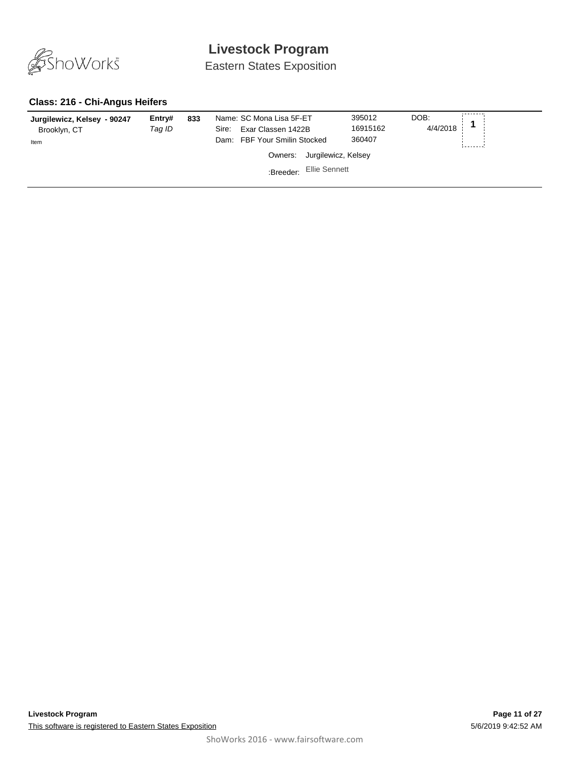# Livestock Program

Eastern States Exposition

### Class: 216 - Chi-Angus Heifers

| Exhibitor | Entry# / Tag ID | | Animal | Reg. # | DOB | Place |
|---|---|---|---|---|---|---|
| **Jurgilewicz, Kelsey - 90247**<br>Brooklyn, CT<br>Item | **Entry#**<br>*Tag ID* | **833** | Name: SC Mona Lisa 5F-ET<br>Sire: Exar Classen 1422B<br>Dam: FBF Your Smilin Stocked<br>Owners: Jurgilewicz, Kelsey<br>:Breeder: Ellie Sennett | 395012<br>16915162<br>360407 | DOB:<br>4/4/2018 | **1** |

**Livestock Program**

This software is registered to Eastern States Exposition

5/6/2019 9:42:52 AM

ShoWorks 2016 - www.fairsoftware.com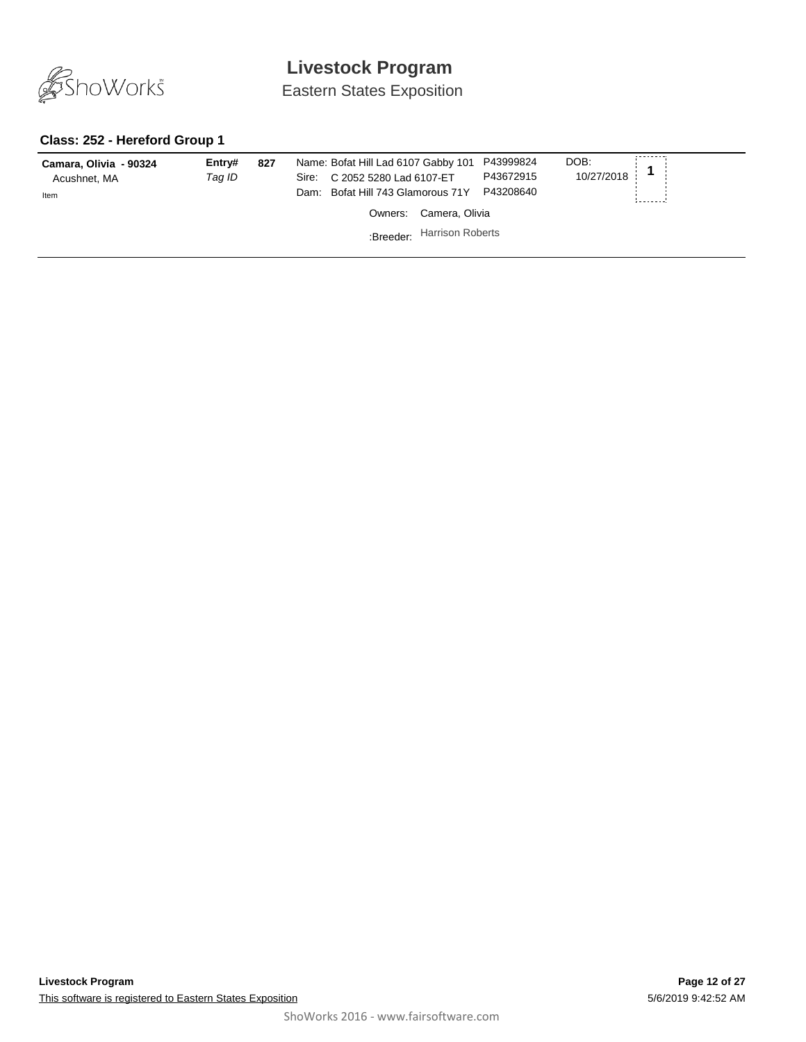# Livestock Program

Eastern States Exposition

### Class: 252 - Hereford Group 1

| | | | | | |
|---|---|---|---|---|---|
| **Camara, Olivia - 90324**<br>Acushnet, MA<br>Item | **Entry#** *Tag ID* | **827** | Name: Bofat Hill Lad 6107 Gabby 101<br>Sire: C 2052 5280 Lad 6107-ET<br>Dam: Bofat Hill 743 Glamorous 71Y<br>Owners: Camera, Olivia<br>:Breeder: Harrison Roberts | P43999824<br>P43672915<br>P43208640 | DOB:<br>10/27/2018 |

**1**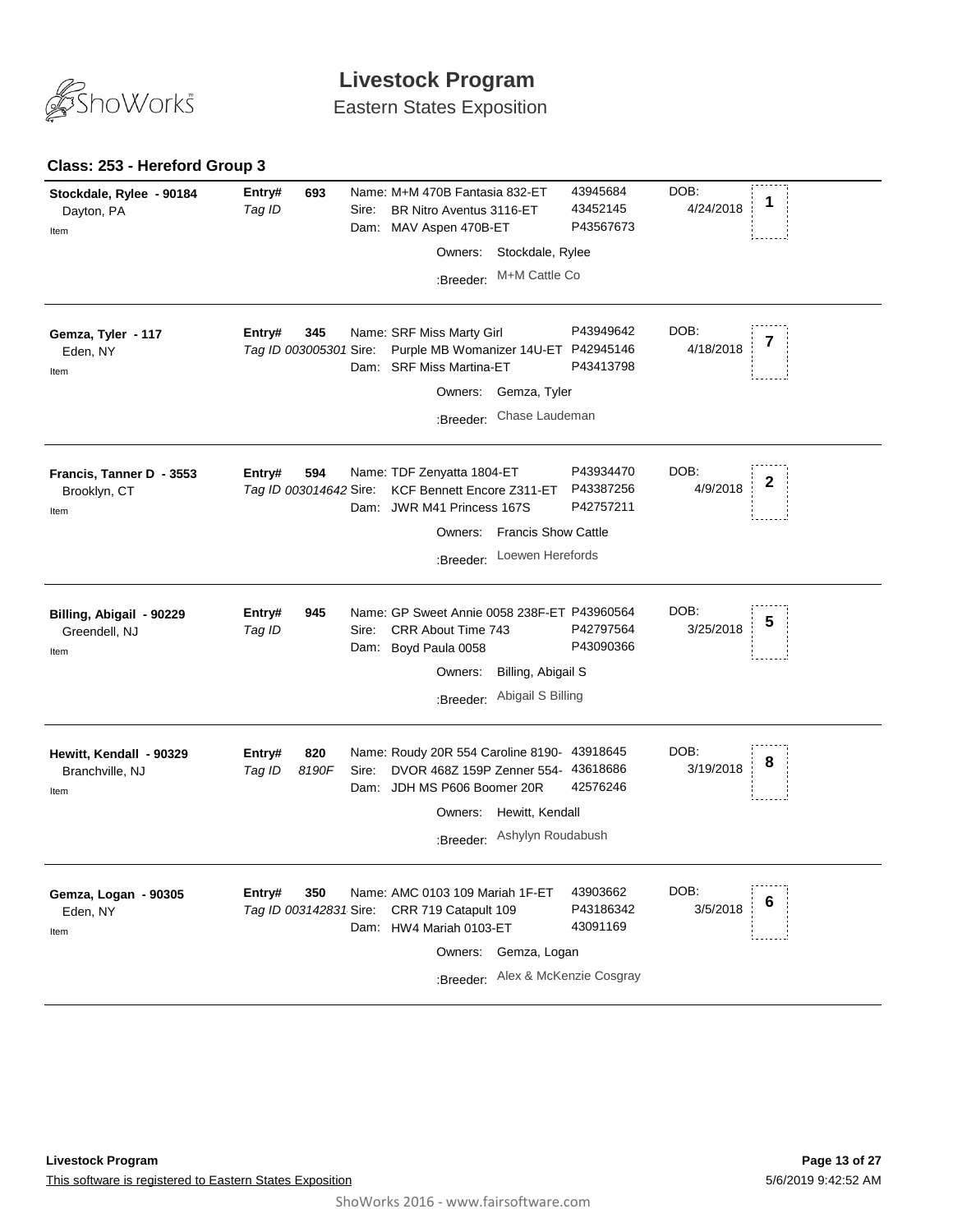# Livestock Program

Eastern States Exposition

## Class: 253 - Hereford Group 3

**Stockdale, Rylee - 90184**
Dayton, PA
Item

**Entry#** 693
*Tag ID*

Name: M+M 470B Fantasia 832-ET — 43945684
Sire: BR Nitro Aventus 3116-ET — 43452145
Dam: MAV Aspen 470B-ET — P43567673

Owners: Stockdale, Rylee
:Breeder: M+M Cattle Co

DOB: 4/24/2018

Placing: **1**

---

**Gemza, Tyler - 117**
Eden, NY
Item

**Entry#** 345
*Tag ID 003005301*

Name: SRF Miss Marty Girl — P43949642
Sire: Purple MB Womanizer 14U-ET — P42945146
Dam: SRF Miss Martina-ET — P43413798

Owners: Gemza, Tyler
:Breeder: Chase Laudeman

DOB: 4/18/2018

Placing: **7**

---

**Francis, Tanner D - 3553**
Brooklyn, CT
Item

**Entry#** 594
*Tag ID 003014642*

Name: TDF Zenyatta 1804-ET — P43934470
Sire: KCF Bennett Encore Z311-ET — P43387256
Dam: JWR M41 Princess 167S — P42757211

Owners: Francis Show Cattle
:Breeder: Loewen Herefords

DOB: 4/9/2018

Placing: **2**

---

**Billing, Abigail - 90229**
Greendell, NJ
Item

**Entry#** 945
*Tag ID*

Name: GP Sweet Annie 0058 238F-ET — P43960564
Sire: CRR About Time 743 — P42797564
Dam: Boyd Paula 0058 — P43090366

Owners: Billing, Abigail S
:Breeder: Abigail S Billing

DOB: 3/25/2018

Placing: **5**

---

**Hewitt, Kendall - 90329**
Branchville, NJ
Item

**Entry#** 820
*Tag ID 8190F*

Name: Roudy 20R 554 Caroline 8190- — 43918645
Sire: DVOR 468Z 159P Zenner 554- — 43618686
Dam: JDH MS P606 Boomer 20R — 42576246

Owners: Hewitt, Kendall
:Breeder: Ashylyn Roudabush

DOB: 3/19/2018

Placing: **8**

---

**Gemza, Logan - 90305**
Eden, NY
Item

**Entry#** 350
*Tag ID 003142831*

Name: AMC 0103 109 Mariah 1F-ET — 43903662
Sire: CRR 719 Catapult 109 — P43186342
Dam: HW4 Mariah 0103-ET — 43091169

Owners: Gemza, Logan
:Breeder: Alex & McKenzie Cosgray

DOB: 3/5/2018

Placing: **6**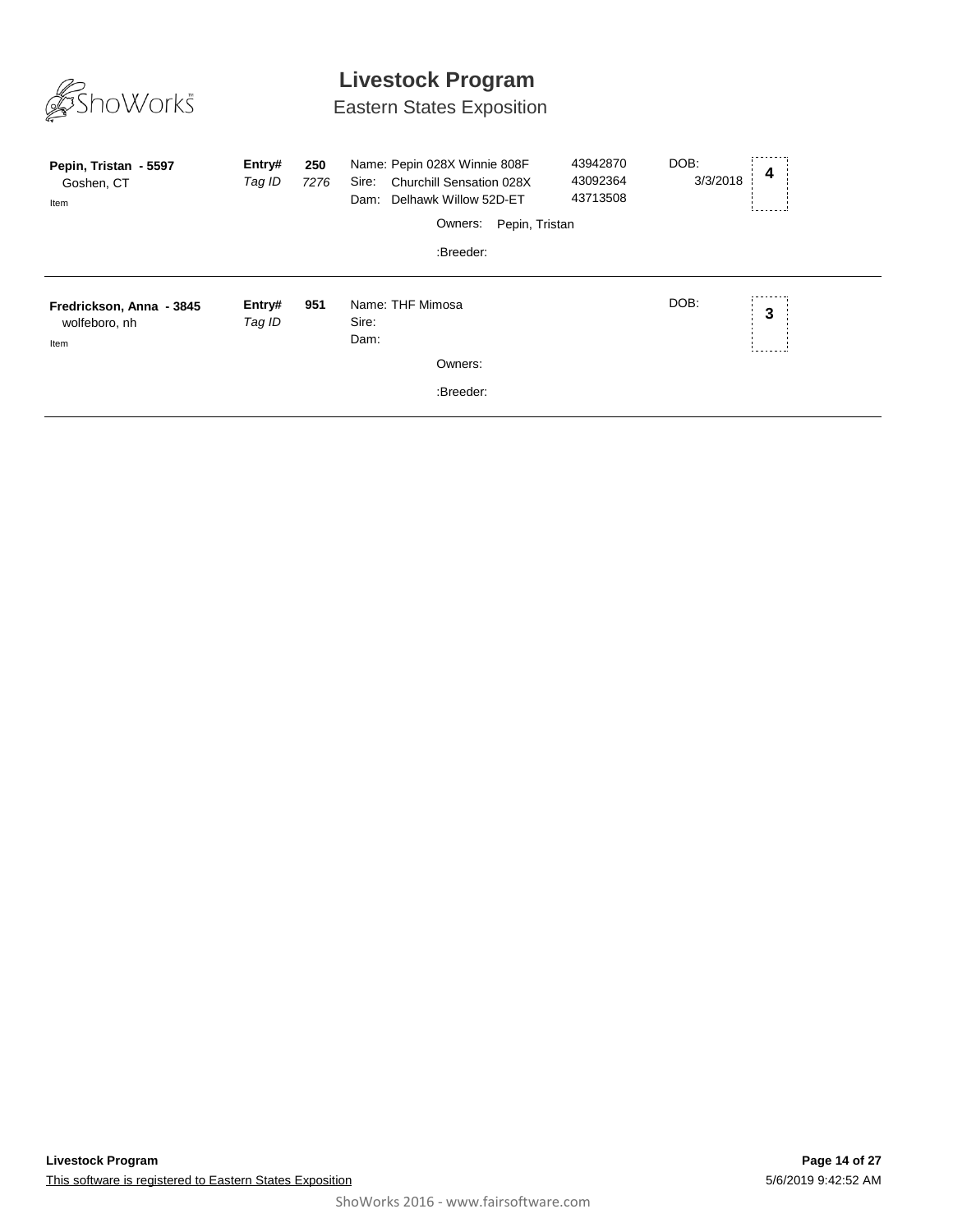# Livestock Program

Eastern States Exposition

**Pepin, Tristan - 5597**
Goshen, CT
Item

**Entry#** **250**
*Tag ID* *7276*

Name: Pepin 028X Winnie 808F — 43942870
Sire: Churchill Sensation 028X — 43092364
Dam: Delhawk Willow 52D-ET — 43713508

DOB: 3/3/2018

**4**

Owners: Pepin, Tristan

:Breeder:

---

**Fredrickson, Anna - 3845**
wolfeboro, nh
Item

**Entry#** **951**
*Tag ID*

Name: THF Mimosa
Sire:
Dam:

DOB:

**3**

Owners:

:Breeder:

---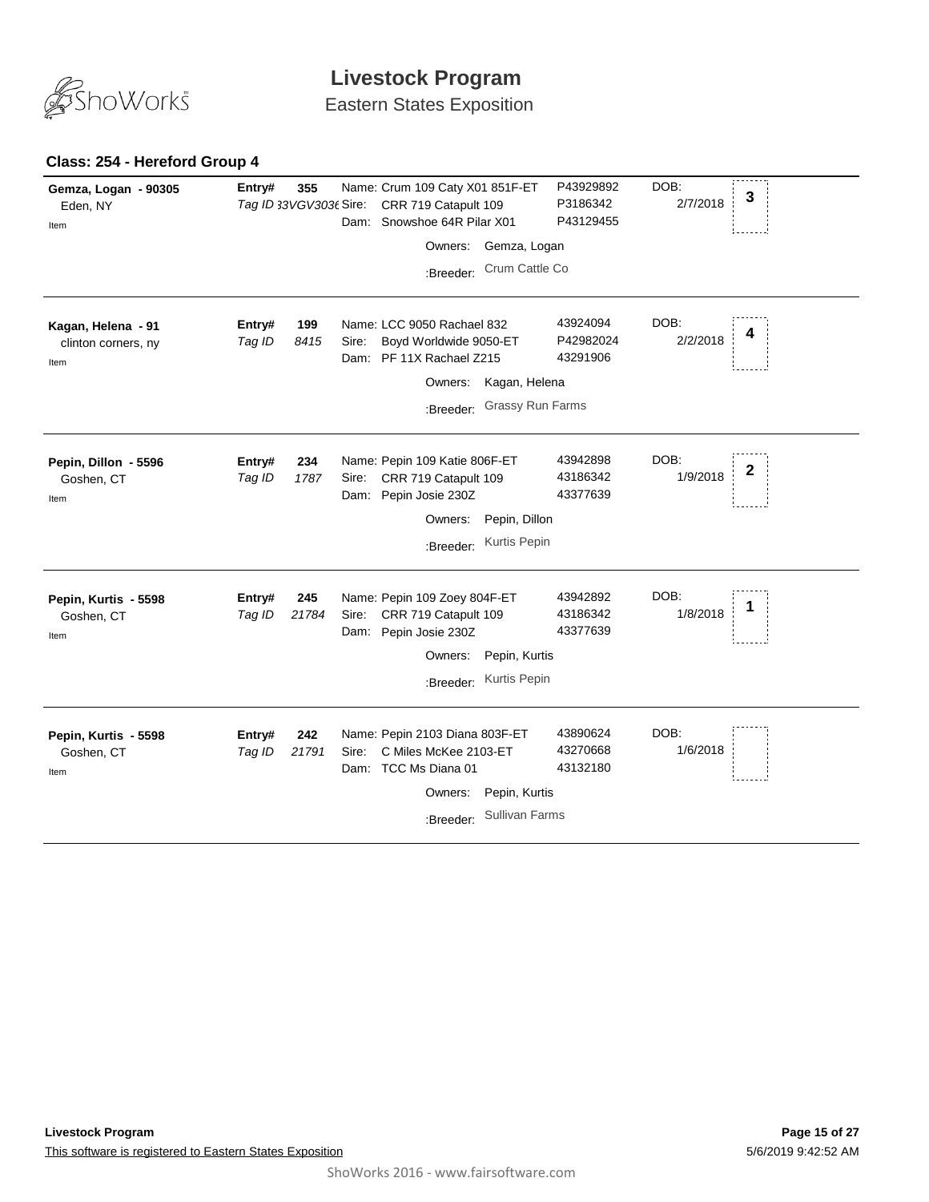## Class: 254 - Hereford Group 4

| Exhibitor | Entry# / Tag ID | Animal | Reg. # | DOB | Place |
|---|---|---|---|---|---|
| **Gemza, Logan - 90305**<br>Eden, NY<br>Item | **Entry# 355**<br>*Tag ID 33VGV3036* | Name: Crum 109 Caty X01 851F-ET<br>Sire: CRR 719 Catapult 109<br>Dam: Snowshoe 64R Pilar X01<br>Owners: Gemza, Logan<br>:Breeder: Crum Cattle Co | P43929892<br>P3186342<br>P43129455 | 2/7/2018 | 3 |
| **Kagan, Helena - 91**<br>clinton corners, ny<br>Item | **Entry# 199**<br>*Tag ID 8415* | Name: LCC 9050 Rachael 832<br>Sire: Boyd Worldwide 9050-ET<br>Dam: PF 11X Rachael Z215<br>Owners: Kagan, Helena<br>:Breeder: Grassy Run Farms | 43924094<br>P42982024<br>43291906 | 2/2/2018 | 4 |
| **Pepin, Dillon - 5596**<br>Goshen, CT<br>Item | **Entry# 234**<br>*Tag ID 1787* | Name: Pepin 109 Katie 806F-ET<br>Sire: CRR 719 Catapult 109<br>Dam: Pepin Josie 230Z<br>Owners: Pepin, Dillon<br>:Breeder: Kurtis Pepin | 43942898<br>43186342<br>43377639 | 1/9/2018 | 2 |
| **Pepin, Kurtis - 5598**<br>Goshen, CT<br>Item | **Entry# 245**<br>*Tag ID 21784* | Name: Pepin 109 Zoey 804F-ET<br>Sire: CRR 719 Catapult 109<br>Dam: Pepin Josie 230Z<br>Owners: Pepin, Kurtis<br>:Breeder: Kurtis Pepin | 43942892<br>43186342<br>43377639 | 1/8/2018 | 1 |
| **Pepin, Kurtis - 5598**<br>Goshen, CT<br>Item | **Entry# 242**<br>*Tag ID 21791* | Name: Pepin 2103 Diana 803F-ET<br>Sire: C Miles McKee 2103-ET<br>Dam: TCC Ms Diana 01<br>Owners: Pepin, Kurtis<br>:Breeder: Sullivan Farms | 43890624<br>43270668<br>43132180 | 1/6/2018 | |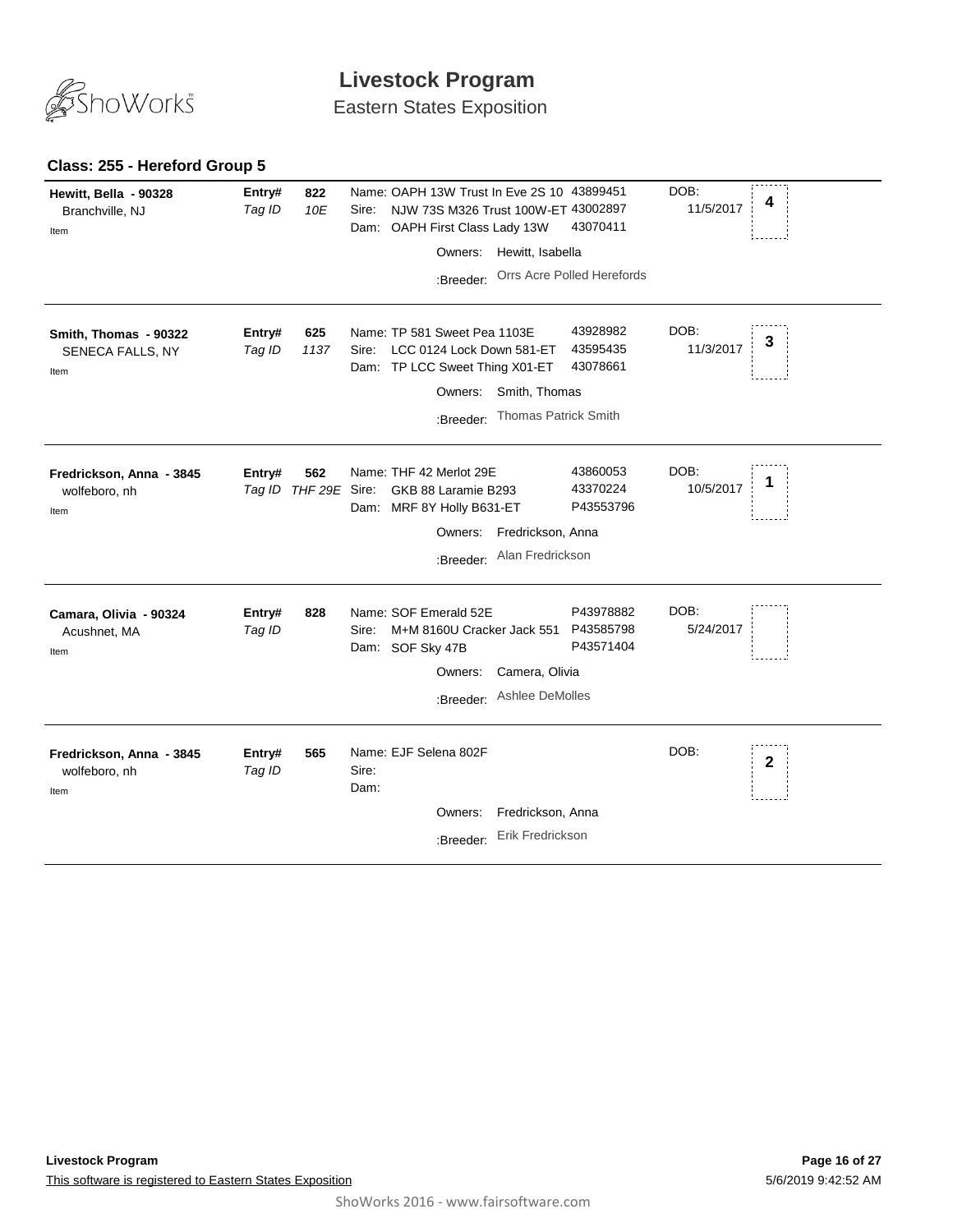# Livestock Program

Eastern States Exposition

### Class: 255 - Hereford Group 5

| Exhibitor | Entry# / Tag ID | Animal | Reg # | DOB | Place |
|---|---|---|---|---|---|
| **Hewitt, Bella - 90328**<br>Branchville, NJ<br>Item | **Entry#** 822<br>*Tag ID* *10E* | Name: OAPH 13W Trust In Eve 2S 10<br>Sire: NJW 73S M326 Trust 100W-ET<br>Dam: OAPH First Class Lady 13W<br>Owners: Hewitt, Isabella<br>:Breeder: Orrs Acre Polled Herefords | 43899451<br>43002897<br>43070411 | 11/5/2017 | 4 |
| **Smith, Thomas - 90322**<br>SENECA FALLS, NY<br>Item | **Entry#** 625<br>*Tag ID* *1137* | Name: TP 581 Sweet Pea 1103E<br>Sire: LCC 0124 Lock Down 581-ET<br>Dam: TP LCC Sweet Thing X01-ET<br>Owners: Smith, Thomas<br>:Breeder: Thomas Patrick Smith | 43928982<br>43595435<br>43078661 | 11/3/2017 | 3 |
| **Fredrickson, Anna - 3845**<br>wolfeboro, nh<br>Item | **Entry#** 562<br>*Tag ID* *THF 29E* | Name: THF 42 Merlot 29E<br>Sire: GKB 88 Laramie B293<br>Dam: MRF 8Y Holly B631-ET<br>Owners: Fredrickson, Anna<br>:Breeder: Alan Fredrickson | 43860053<br>43370224<br>P43553796 | 10/5/2017 | 1 |
| **Camara, Olivia - 90324**<br>Acushnet, MA<br>Item | **Entry#** 828<br>*Tag ID* | Name: SOF Emerald 52E<br>Sire: M+M 8160U Cracker Jack 551<br>Dam: SOF Sky 47B<br>Owners: Camera, Olivia<br>:Breeder: Ashlee DeMolles | P43978882<br>P43585798<br>P43571404 | 5/24/2017 | |
| **Fredrickson, Anna - 3845**<br>wolfeboro, nh<br>Item | **Entry#** 565<br>*Tag ID* | Name: EJF Selena 802F<br>Sire:<br>Dam:<br>Owners: Fredrickson, Anna<br>:Breeder: Erik Fredrickson | | | 2 |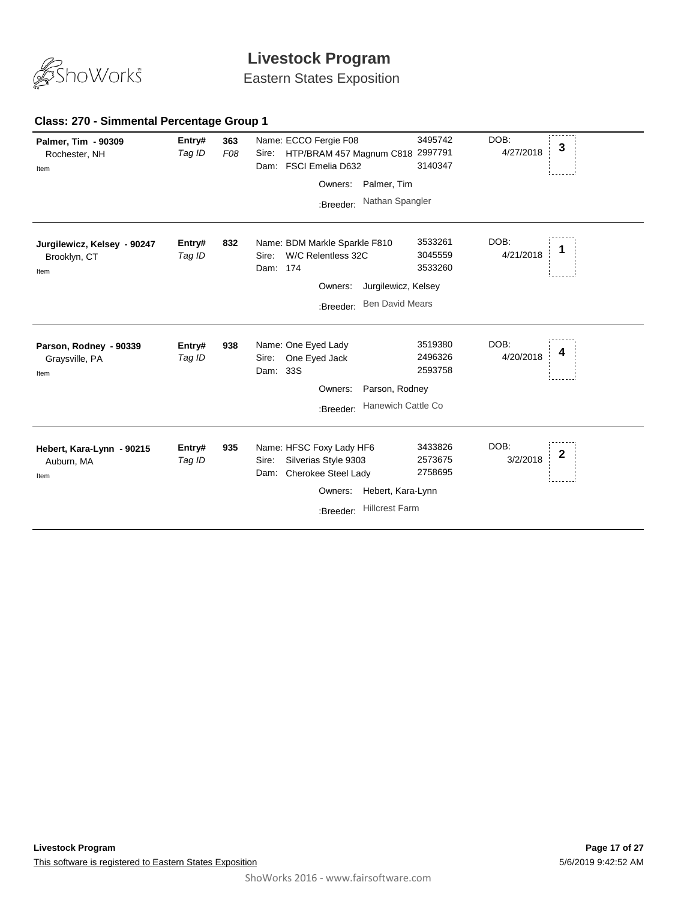# Livestock Program

Eastern States Exposition

### Class: 270 - Simmental Percentage Group 1

**Palmer, Tim - 90309**
Rochester, NH
Item

**Entry#** 363
*Tag ID* *F08*

Name: ECCO Fergie F08 — 3495742
Sire: HTP/BRAM 457 Magnum C818 — 2997791
Dam: FSCI Emelia D632 — 3140347
Owners: Palmer, Tim
:Breeder: Nathan Spangler

DOB: 4/27/2018

Placing: **3**

---

**Jurgilewicz, Kelsey - 90247**
Brooklyn, CT
Item

**Entry#** 832
*Tag ID*

Name: BDM Markle Sparkle F810 — 3533261
Sire: W/C Relentless 32C — 3045559
Dam: 174 — 3533260
Owners: Jurgilewicz, Kelsey
:Breeder: Ben David Mears

DOB: 4/21/2018

Placing: **1**

---

**Parson, Rodney - 90339**
Graysville, PA
Item

**Entry#** 938
*Tag ID*

Name: One Eyed Lady — 3519380
Sire: One Eyed Jack — 2496326
Dam: 33S — 2593758
Owners: Parson, Rodney
:Breeder: Hanewich Cattle Co

DOB: 4/20/2018

Placing: **4**

---

**Hebert, Kara-Lynn - 90215**
Auburn, MA
Item

**Entry#** 935
*Tag ID*

Name: HFSC Foxy Lady HF6 — 3433826
Sire: Silverias Style 9303 — 2573675
Dam: Cherokee Steel Lady — 2758695
Owners: Hebert, Kara-Lynn
:Breeder: Hillcrest Farm

DOB: 3/2/2018

Placing: **2**

---

**Livestock Program**
This software is registered to Eastern States Exposition

5/6/2019 9:42:52 AM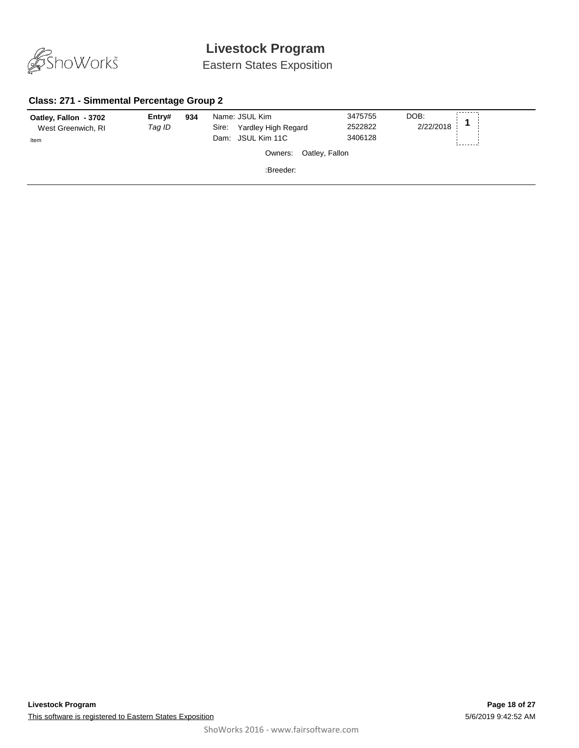# Livestock Program

Eastern States Exposition

### Class: 271 - Simmental Percentage Group 2

**Oatley, Fallon - 3702**
West Greenwich, RI
Item

**Entry#** **934**
*Tag ID*

Name: JSUL Kim — 3475755
Sire: Yardley High Regard — 2522822
Dam: JSUL Kim 11C — 3406128

DOB: 2/22/2018

**1**

Owners: Oatley, Fallon

:Breeder: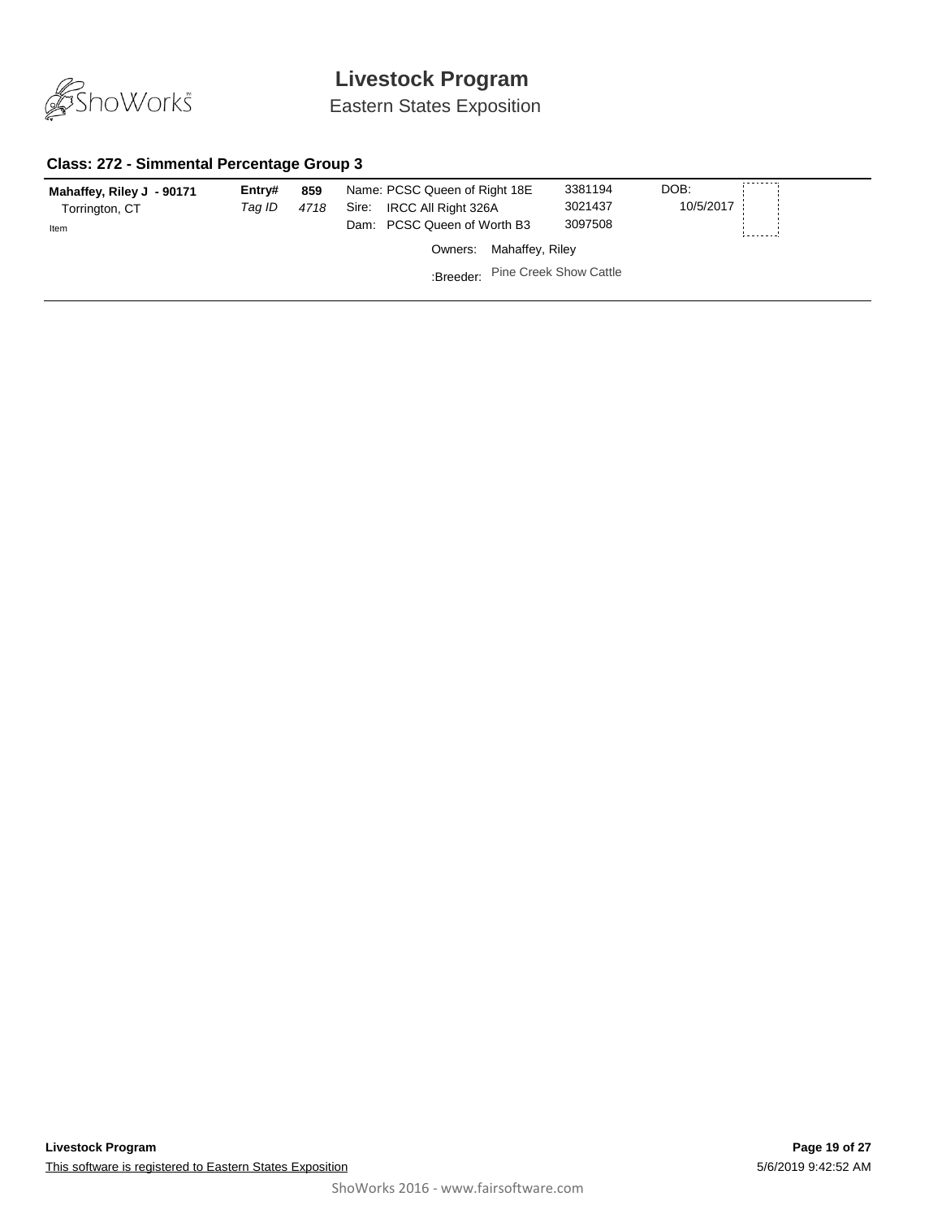### Class: 272 - Simmental Percentage Group 3

| | | | | | |
|---|---|---|---|---|---|
| **Mahaffey, Riley J - 90171** | **Entry#** | **859** | Name: PCSC Queen of Right 18E | 3381194 | DOB: |
| Torrington, CT | *Tag ID* | *4718* | Sire: IRCC All Right 326A | 3021437 | 10/5/2017 |
| Item | | | Dam: PCSC Queen of Worth B3 | 3097508 | |
| | | | Owners: Mahaffey, Riley | | |
| | | | :Breeder: Pine Creek Show Cattle | | |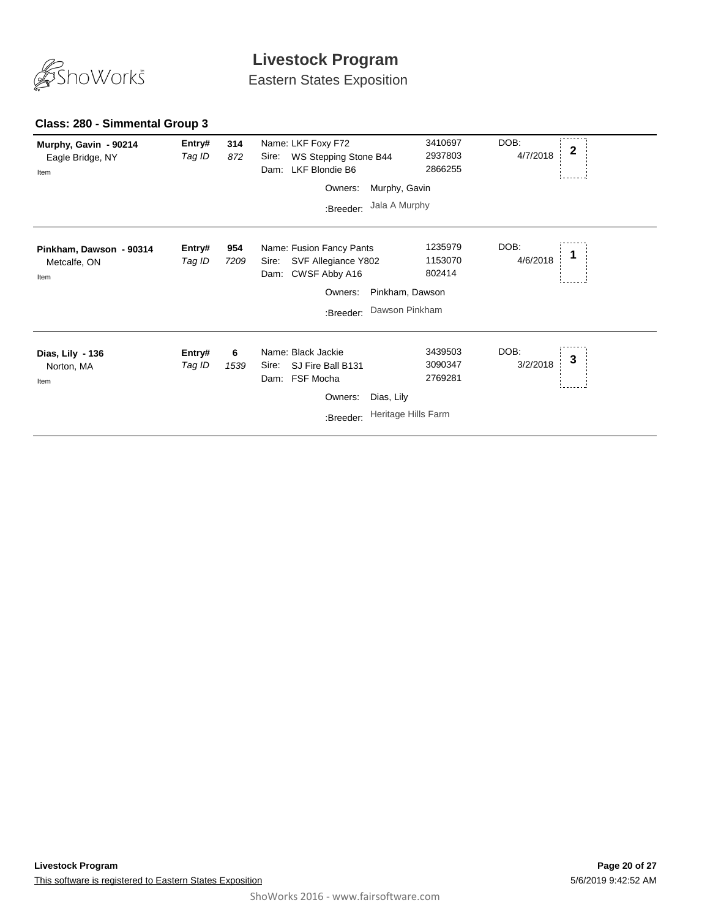# Livestock Program

Eastern States Exposition

### Class: 280 - Simmental Group 3

| Exhibitor | Entry# / Tag ID | Animal | Reg. # | DOB | Place |
|---|---|---|---|---|---|
| **Murphy, Gavin - 90214**<br>Eagle Bridge, NY<br>Item | **Entry# 314**<br>*Tag ID 872* | Name: LKF Foxy F72<br>Sire: WS Stepping Stone B44<br>Dam: LKF Blondie B6<br>Owners: Murphy, Gavin<br>:Breeder: Jala A Murphy | 3410697<br>2937803<br>2866255 | 4/7/2018 | 2 |
| **Pinkham, Dawson - 90314**<br>Metcalfe, ON<br>Item | **Entry# 954**<br>*Tag ID 7209* | Name: Fusion Fancy Pants<br>Sire: SVF Allegiance Y802<br>Dam: CWSF Abby A16<br>Owners: Pinkham, Dawson<br>:Breeder: Dawson Pinkham | 1235979<br>1153070<br>802414 | 4/6/2018 | 1 |
| **Dias, Lily - 136**<br>Norton, MA<br>Item | **Entry# 6**<br>*Tag ID 1539* | Name: Black Jackie<br>Sire: SJ Fire Ball B131<br>Dam: FSF Mocha<br>Owners: Dias, Lily<br>:Breeder: Heritage Hills Farm | 3439503<br>3090347<br>2769281 | 3/2/2018 | 3 |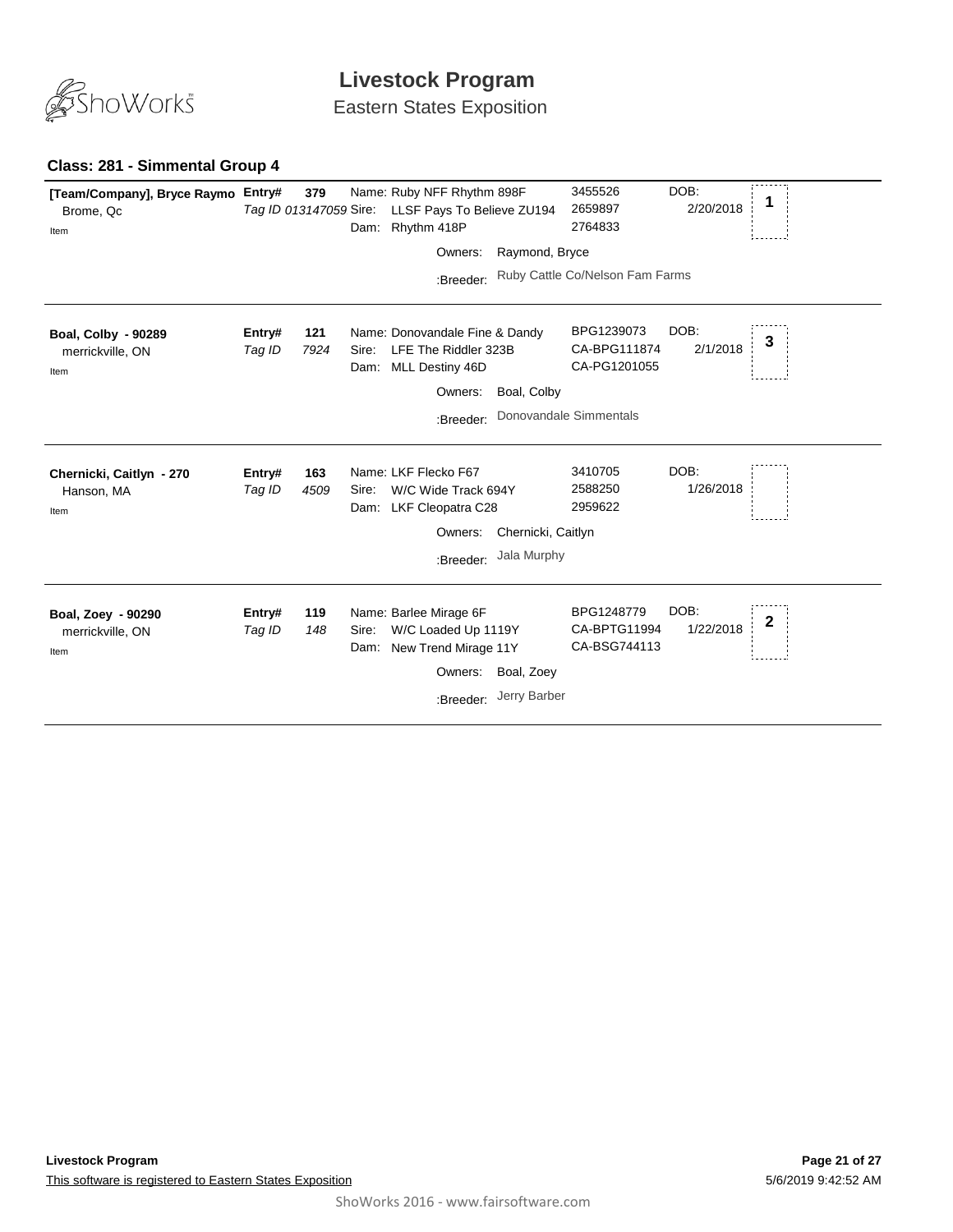# Livestock Program

Eastern States Exposition

### Class: 281 - Simmental Group 4

**[Team/Company], Bryce Raymo**
Brome, Qc
Item

**Entry#** 379 *Tag ID* *013147059*
Name: Ruby NFF Rhythm 898F — 3455526
Sire: LLSF Pays To Believe ZU194 — 2659897
Dam: Rhythm 418P — 2764833
DOB: 2/20/2018
Placing: 1
Owners: Raymond, Bryce
:Breeder: Ruby Cattle Co/Nelson Fam Farms

---

**Boal, Colby - 90289**
merrickville, ON
Item

**Entry#** 121 *Tag ID* *7924*
Name: Donovandale Fine & Dandy — BPG1239073
Sire: LFE The Riddler 323B — CA-BPG111874
Dam: MLL Destiny 46D — CA-PG1201055
DOB: 2/1/2018
Placing: 3
Owners: Boal, Colby
:Breeder: Donovandale Simmentals

---

**Chernicki, Caitlyn - 270**
Hanson, MA
Item

**Entry#** 163 *Tag ID* *4509*
Name: LKF Flecko F67 — 3410705
Sire: W/C Wide Track 694Y — 2588250
Dam: LKF Cleopatra C28 — 2959622
DOB: 1/26/2018
Owners: Chernicki, Caitlyn
:Breeder: Jala Murphy

---

**Boal, Zoey - 90290**
merrickville, ON
Item

**Entry#** 119 *Tag ID* *148*
Name: Barlee Mirage 6F — BPG1248779
Sire: W/C Loaded Up 1119Y — CA-BPTG11994
Dam: New Trend Mirage 11Y — CA-BSG744113
DOB: 1/22/2018
Placing: 2
Owners: Boal, Zoey
:Breeder: Jerry Barber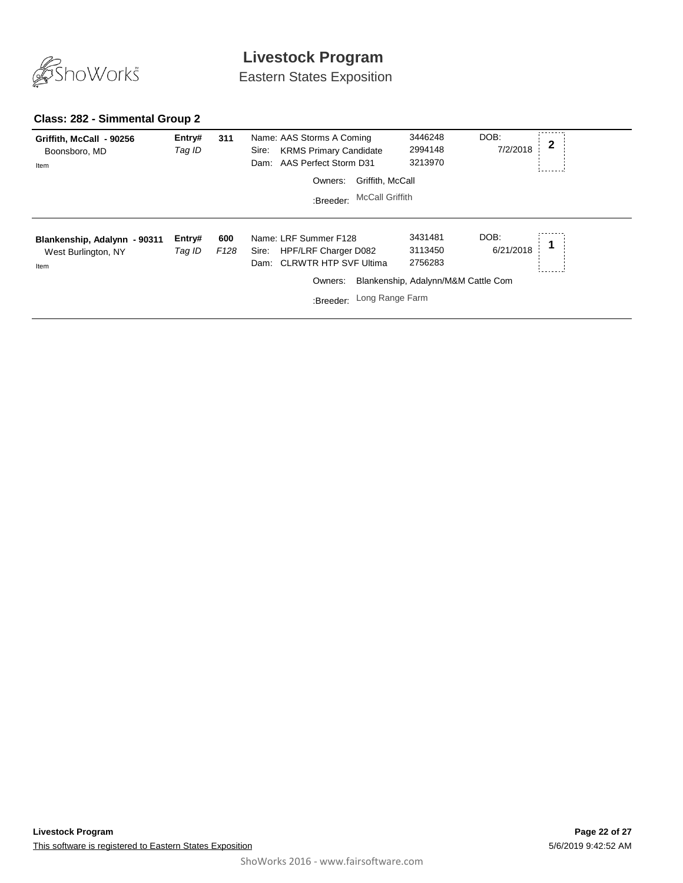# Livestock Program

Eastern States Exposition

### Class: 282 - Simmental Group 2

**Griffith, McCall - 90256**
Boonsboro, MD
Item

**Entry#** 311
*Tag ID*

Name: AAS Storms A Coming — 3446248
Sire: KRMS Primary Candidate — 2994148
Dam: AAS Perfect Storm D31 — 3213970
DOB: 7/2/2018

Owners: Griffith, McCall
:Breeder: McCall Griffith

Placing: **2**

---

**Blankenship, Adalynn - 90311**
West Burlington, NY
Item

**Entry#** 600
*Tag ID* *F128*

Name: LRF Summer F128 — 3431481
Sire: HPF/LRF Charger D082 — 3113450
Dam: CLRWTR HTP SVF Ultima — 2756283
DOB: 6/21/2018

Owners: Blankenship, Adalynn/M&M Cattle Com
:Breeder: Long Range Farm

Placing: **1**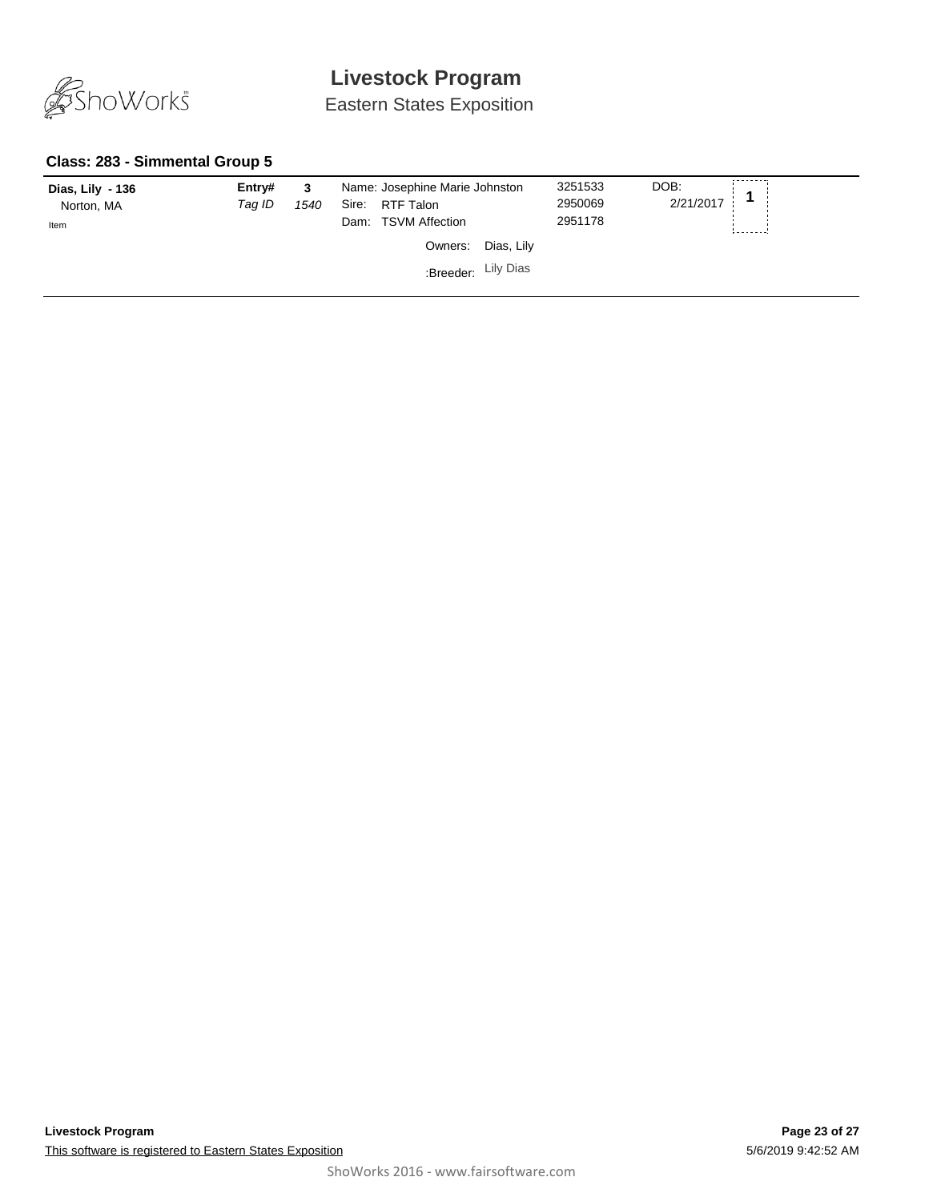# Livestock Program

Eastern States Exposition

### Class: 283 - Simmental Group 5

| | | | | | | |
|---|---|---|---|---|---|---|
| **Dias, Lily - 136**<br>Norton, MA<br>Item | **Entry#**<br>*Tag ID* | **3**<br>*1540* | Name: Josephine Marie Johnston<br>Sire: RTF Talon<br>Dam: TSVM Affection<br>Owners: Dias, Lily<br>:Breeder: Lily Dias | 3251533<br>2950069<br>2951178 | DOB:<br>2/21/2017 | **1** |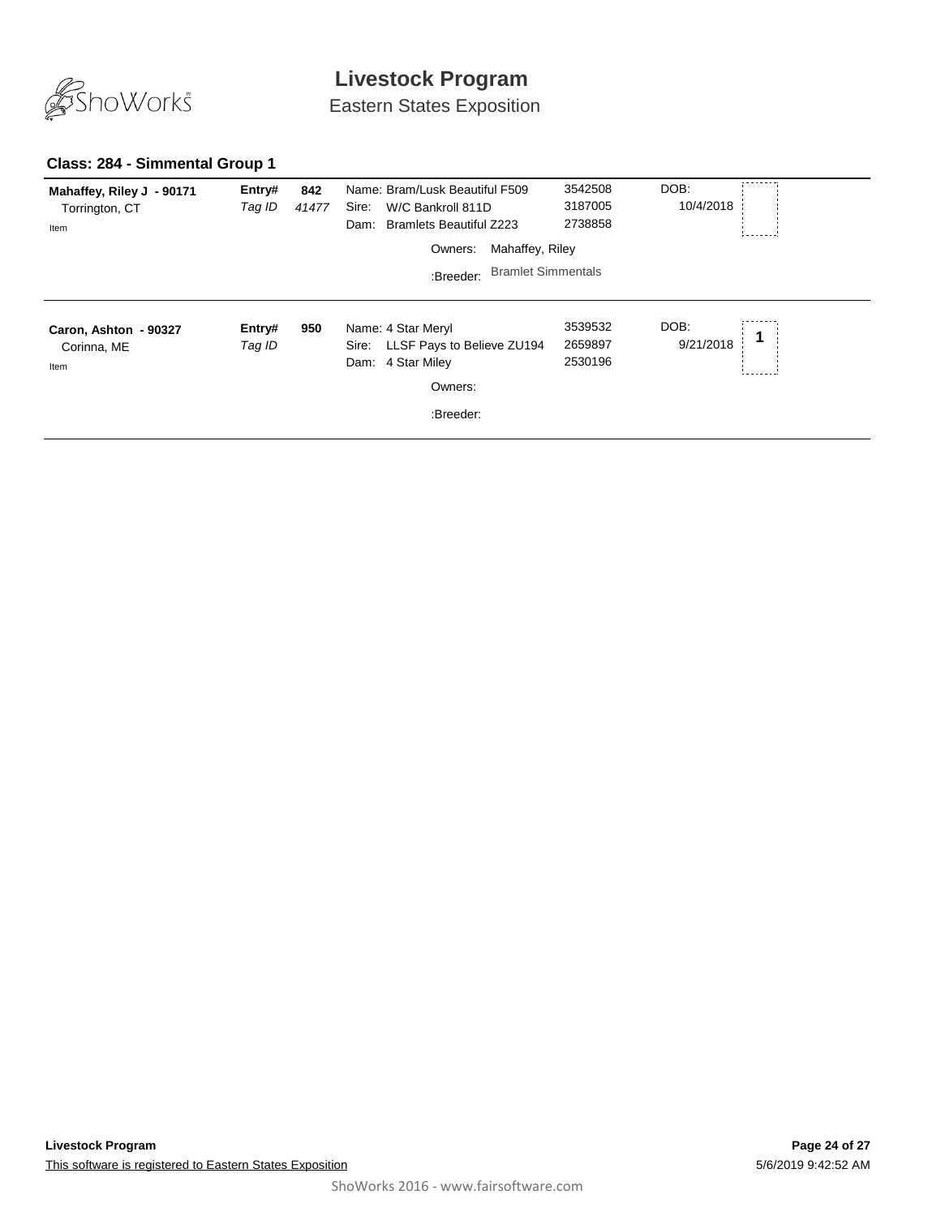## Class: 284 - Simmental Group 1

| Exhibitor | Entry# / Tag ID | | Animal | Reg # | DOB | Place |
| --- | --- | --- | --- | --- | --- | --- |
| **Mahaffey, Riley J - 90171**<br>Torrington, CT<br>Item | **Entry#**<br>*Tag ID* | **842**<br>*41477* | Name: Bram/Lusk Beautiful F509<br>Sire: W/C Bankroll 811D<br>Dam: Bramlets Beautiful Z223<br>Owners: Mahaffey, Riley<br>:Breeder: Bramlet Simmentals | 3542508<br>3187005<br>2738858 | DOB:<br>10/4/2018 | |
| **Caron, Ashton - 90327**<br>Corinna, ME<br>Item | **Entry#**<br>*Tag ID* | **950** | Name: 4 Star Meryl<br>Sire: LLSF Pays to Believe ZU194<br>Dam: 4 Star Miley<br>Owners:<br>:Breeder: | 3539532<br>2659897<br>2530196 | DOB:<br>9/21/2018 | 1 |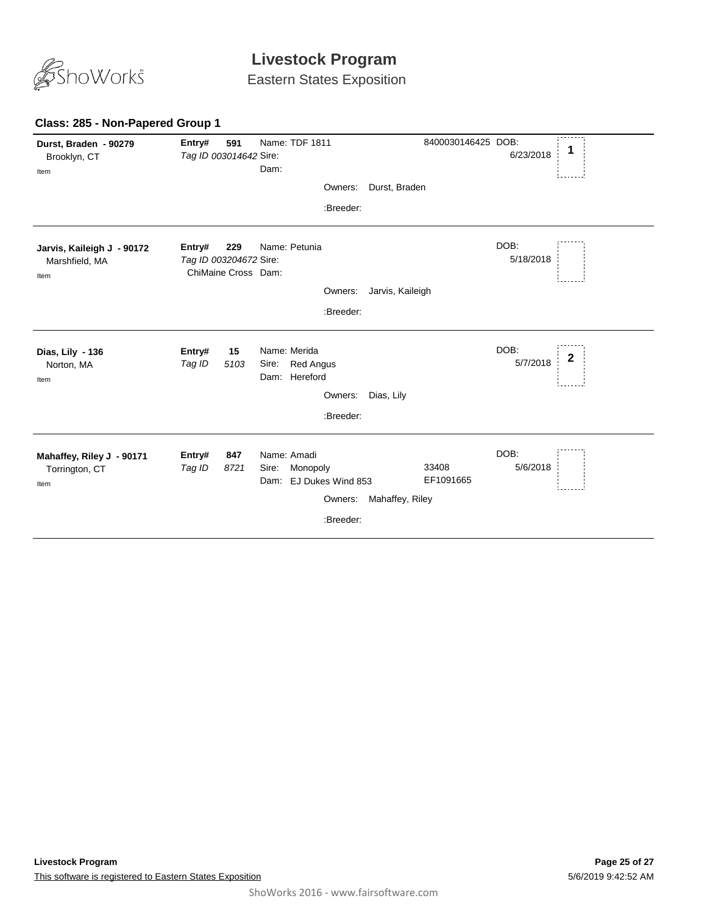# Livestock Program

Eastern States Exposition

## Class: 285 - Non-Papered Group 1

| Exhibitor | Entry | Animal | Registration | DOB | Place |
|---|---|---|---|---|---|
| **Durst, Braden - 90279**<br>Brooklyn, CT<br>Item | **Entry# 591**<br>*Tag ID 003014642* | Name: TDF 1811<br>Sire:<br>Dam:<br>Owners: Durst, Braden<br>:Breeder: | 8400030146425 | DOB: 6/23/2018 | 1 |
| **Jarvis, Kaileigh J - 90172**<br>Marshfield, MA<br>Item | **Entry# 229**<br>*Tag ID 003204672*<br>ChiMaine Cross | Name: Petunia<br>Sire:<br>Dam:<br>Owners: Jarvis, Kaileigh<br>:Breeder: | | DOB: 5/18/2018 | |
| **Dias, Lily - 136**<br>Norton, MA<br>Item | **Entry# 15**<br>*Tag ID 5103* | Name: Merida<br>Sire: Red Angus<br>Dam: Hereford<br>Owners: Dias, Lily<br>:Breeder: | | DOB: 5/7/2018 | 2 |
| **Mahaffey, Riley J - 90171**<br>Torrington, CT<br>Item | **Entry# 847**<br>*Tag ID 8721* | Name: Amadi<br>Sire: Monopoly<br>Dam: EJ Dukes Wind 853<br>Owners: Mahaffey, Riley<br>:Breeder: | 33408<br>EF1091665 | DOB: 5/6/2018 | |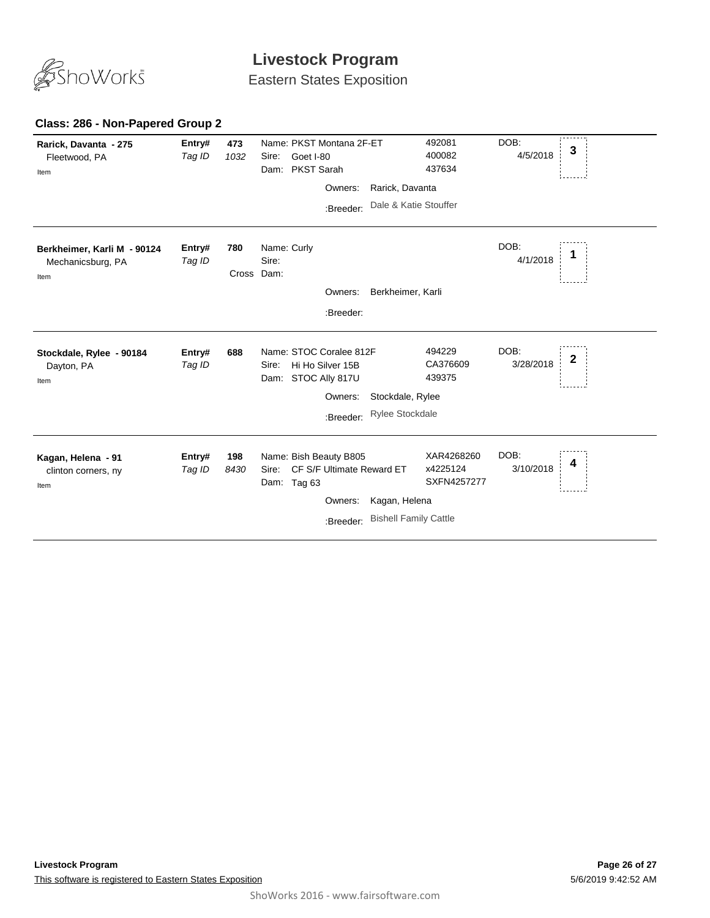# Livestock Program

Eastern States Exposition

## Class: 286 - Non-Papered Group 2

**Rarick, Davanta - 275**
Fleetwood, PA
Item

**Entry#** 473 | *Tag ID* *1032*

Name: PKST Montana 2F-ET — 492081
Sire: Goet I-80 — 400082
Dam: PKST Sarah — 437634

DOB: 4/5/2018

Placing: **3**

Owners: Rarick, Davanta
:Breeder: Dale & Katie Stouffer

---

**Berkheimer, Karli M - 90124**
Mechanicsburg, PA
Item

**Entry#** 780 | *Tag ID* Cross

Name: Curly
Sire:
Dam:

DOB: 4/1/2018

Placing: **1**

Owners: Berkheimer, Karli
:Breeder:

---

**Stockdale, Rylee - 90184**
Dayton, PA
Item

**Entry#** 688 | *Tag ID*

Name: STOC Coralee 812F — 494229
Sire: Hi Ho Silver 15B — CA376609
Dam: STOC Ally 817U — 439375

DOB: 3/28/2018

Placing: **2**

Owners: Stockdale, Rylee
:Breeder: Rylee Stockdale

---

**Kagan, Helena - 91**
clinton corners, ny
Item

**Entry#** 198 | *Tag ID* *8430*

Name: Bish Beauty B805 — XAR4268260
Sire: CF S/F Ultimate Reward ET — x4225124
Dam: Tag 63 — SXFN4257277

DOB: 3/10/2018

Placing: **4**

Owners: Kagan, Helena
:Breeder: Bishell Family Cattle

---

**Livestock Program**

This software is registered to Eastern States Exposition

5/6/2019 9:42:52 AM

ShoWorks 2016 - www.fairsoftware.com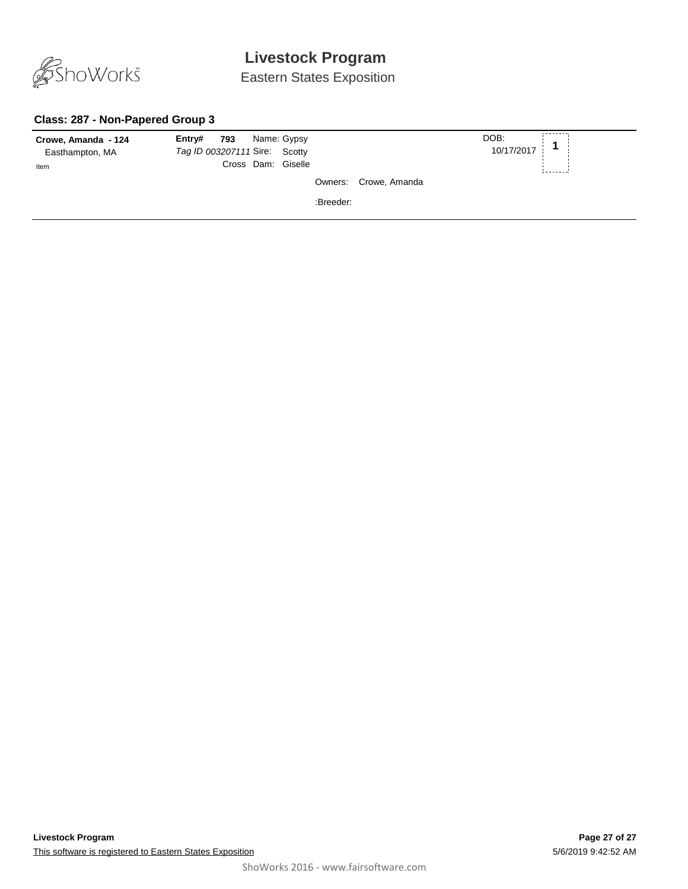# Livestock Program

Eastern States Exposition

### Class: 287 - Non-Papered Group 3

| | | | | |
|---|---|---|---|---|
| **Crowe, Amanda - 124**<br>Easthampton, MA<br>Item | **Entry# 793**<br>*Tag ID 003207111*<br>Cross | Name: Gypsy<br>Sire: Scotty<br>Dam: Giselle | Owners: Crowe, Amanda<br>:Breeder: | DOB:<br>10/17/2017 | 1 |

This software is registered to Eastern States Exposition

5/6/2019 9:42:52 AM

ShoWorks 2016 - www.fairsoftware.com